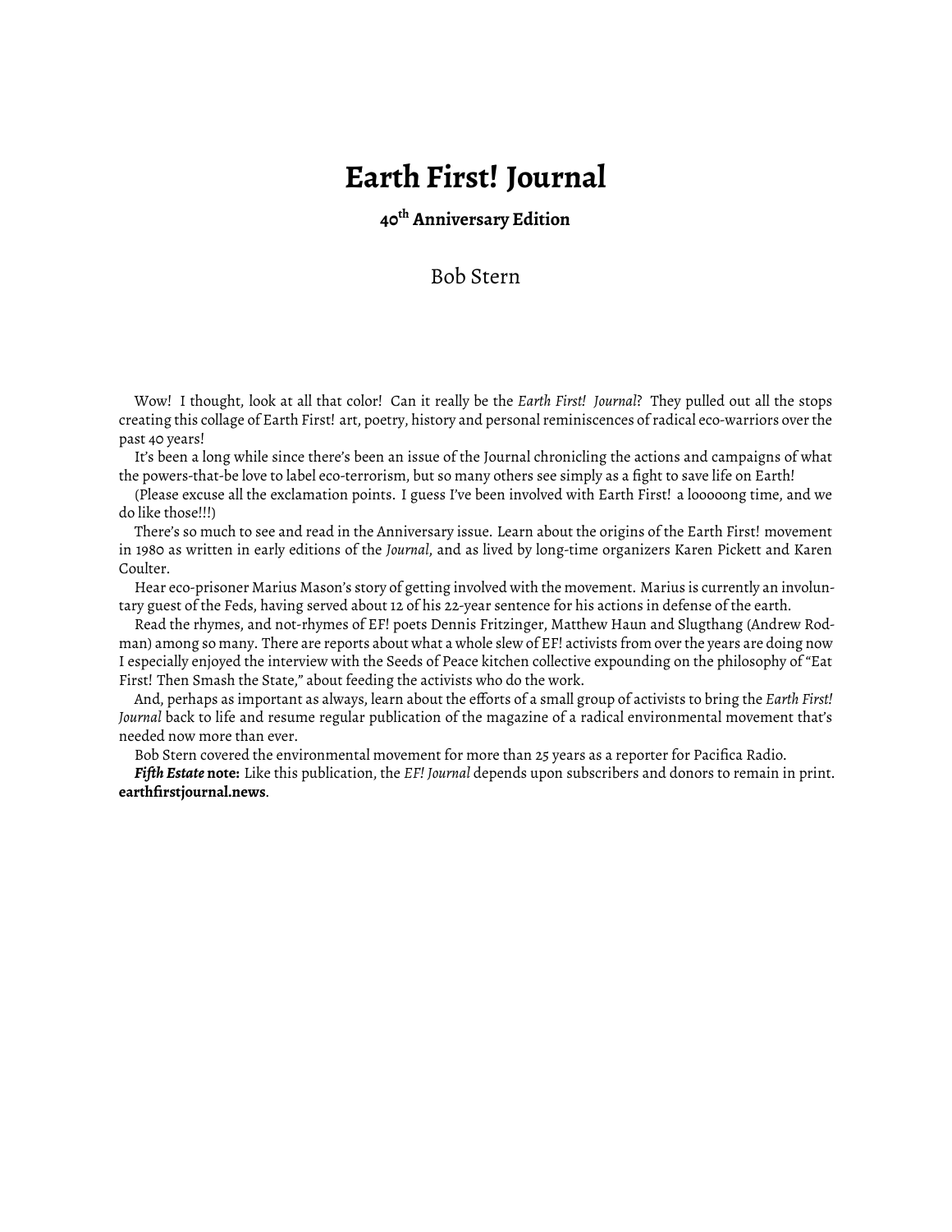# Earth First! Journal

**40th Anniversary Edition**

Bob Stern

Wow! I thought, look at all that color! Can it really be the *Earth First! Journal*? They pulled out all the stops creating this collage of Earth First! art, poetry, history and personal reminiscences of radical eco-warriors over the past 40 years!

It's been a long while since there's been an issue of the Journal chronicling the actions and campaigns of what the powers-that-be love to label eco-terrorism, but so many others see simply as a fight to save life on Earth!

(Please excuse all the exclamation points. I guess I've been involved with Earth First! a looooong time, and we do like those!!!)

There's so much to see and read in the Anniversary issue. Learn about the origins of the Earth First! movement in 1980 as written in early editions of the *Journal*, and as lived by long-time organizers Karen Pickett and Karen Coulter.

Hear eco-prisoner Marius Mason's story of getting involved with the movement. Marius is currently an involuntary guest of the Feds, having served about 12 of his 22-year sentence for his actions in defense of the earth.

Read the rhymes, and not-rhymes of EF! poets Dennis Fritzinger, Matthew Haun and Slugthang (Andrew Rodman) among so many. There are reports about what a whole slew of EF! activists from over the years are doing now I especially enjoyed the interview with the Seeds of Peace kitchen collective expounding on the philosophy of "Eat First! Then Smash the State," about feeding the activists who do the work.

And, perhaps as important as always, learn about the efforts of a small group of activists to bring the *Earth First! Journal* back to life and resume regular publication of the magazine of a radical environmental movement that's needed now more than ever.

Bob Stern covered the environmental movement for more than 25 years as a reporter for Pacifica Radio.

***Fifth Estate* note:** Like this publication, the *EF! Journal* depends upon subscribers and donors to remain in print. **earthfirstjournal.news**.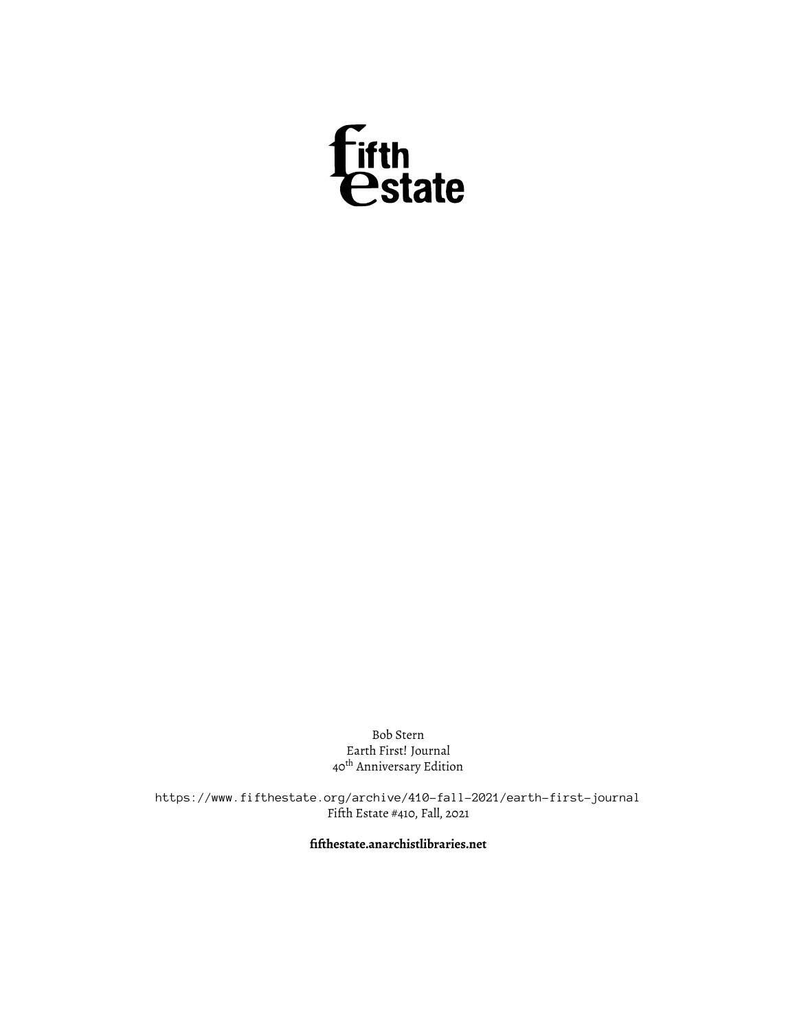Fifth Estate

Bob Stern
Earth First! Journal
40th Anniversary Edition

https://www.fifthestate.org/archive/410-fall-2021/earth-first-journal
Fifth Estate #410, Fall, 2021

**fifthestate.anarchistlibraries.net**